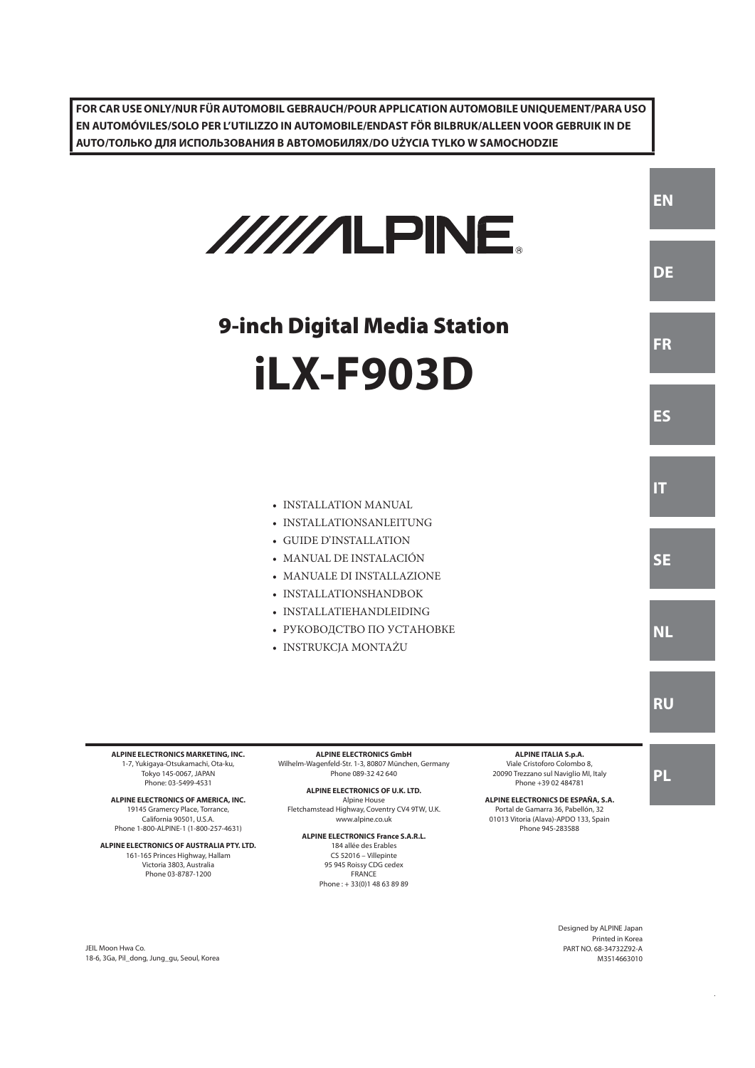**FOR CAR USE ONLY/NUR FÜR AUTOMOBIL GEBRAUCH/POUR APPLICATION AUTOMOBILE UNIQUEMENT/PARA USO EN AUTOMÓVILES/SOLO PER L'UTILIZZO IN AUTOMOBILE/ENDAST FÖR BILBRUK/ALLEEN VOOR GEBRUIK IN DE AUTO/ТОЛЬКО ДЛЯ ИСПОЛЬЗОВАНИЯ В АВТОМОБИЛЯХ/DO UŻYCIA TYLKO W SAMOCHODZIE**

EN

DE

FR

ES

IT

SE

NL

RU

PL

ALPINE®

## 9-inch Digital Media Station

# iLX-F903D

- INSTALLATION MANUAL
- INSTALLATIONSANLEITUNG
- GUIDE D'INSTALLATION
- MANUAL DE INSTALACIÓN
- MANUALE DI INSTALLAZIONE
- INSTALLATIONSHANDBOK
- INSTALLATIEHANDLEIDING
- РУКОВОДСТВО ПО УСТАНОВКЕ
- INSTRUKCJA MONTAŻU

**ALPINE ELECTRONICS MARKETING, INC.**
1-7, Yukigaya-Otsukamachi, Ota-ku,
Tokyo 145-0067, JAPAN
Phone: 03-5499-4531

**ALPINE ELECTRONICS OF AMERICA, INC.**
19145 Gramercy Place, Torrance,
California 90501, U.S.A.
Phone 1-800-ALPINE-1 (1-800-257-4631)

**ALPINE ELECTRONICS OF AUSTRALIA PTY. LTD.**
161-165 Princes Highway, Hallam
Victoria 3803, Australia
Phone 03-8787-1200

**ALPINE ELECTRONICS GmbH**
Wilhelm-Wagenfeld-Str. 1-3, 80807 München, Germany
Phone 089-32 42 640

**ALPINE ELECTRONICS OF U.K. LTD.**
Alpine House
Fletchamstead Highway, Coventry CV4 9TW, U.K.
www.alpine.co.uk

**ALPINE ELECTRONICS France S.A.R.L.**
184 allée des Erables
CS 52016 – Villepinte
95 945 Roissy CDG cedex
FRANCE
Phone : + 33(0)1 48 63 89 89

**ALPINE ITALIA S.p.A.**
Viale Cristoforo Colombo 8,
20090 Trezzano sul Naviglio MI, Italy
Phone +39 02 484781

**ALPINE ELECTRONICS DE ESPAÑA, S.A.**
Portal de Gamarra 36, Pabellón, 32
01013 Vitoria (Alava)-APDO 133, Spain
Phone 945-283588

JEIL Moon Hwa Co.
18-6, 3Ga, Pil_dong, Jung_gu, Seoul, Korea

Designed by ALPINE Japan
Printed in Korea
PART NO. 68-34732Z92-A
M3514663010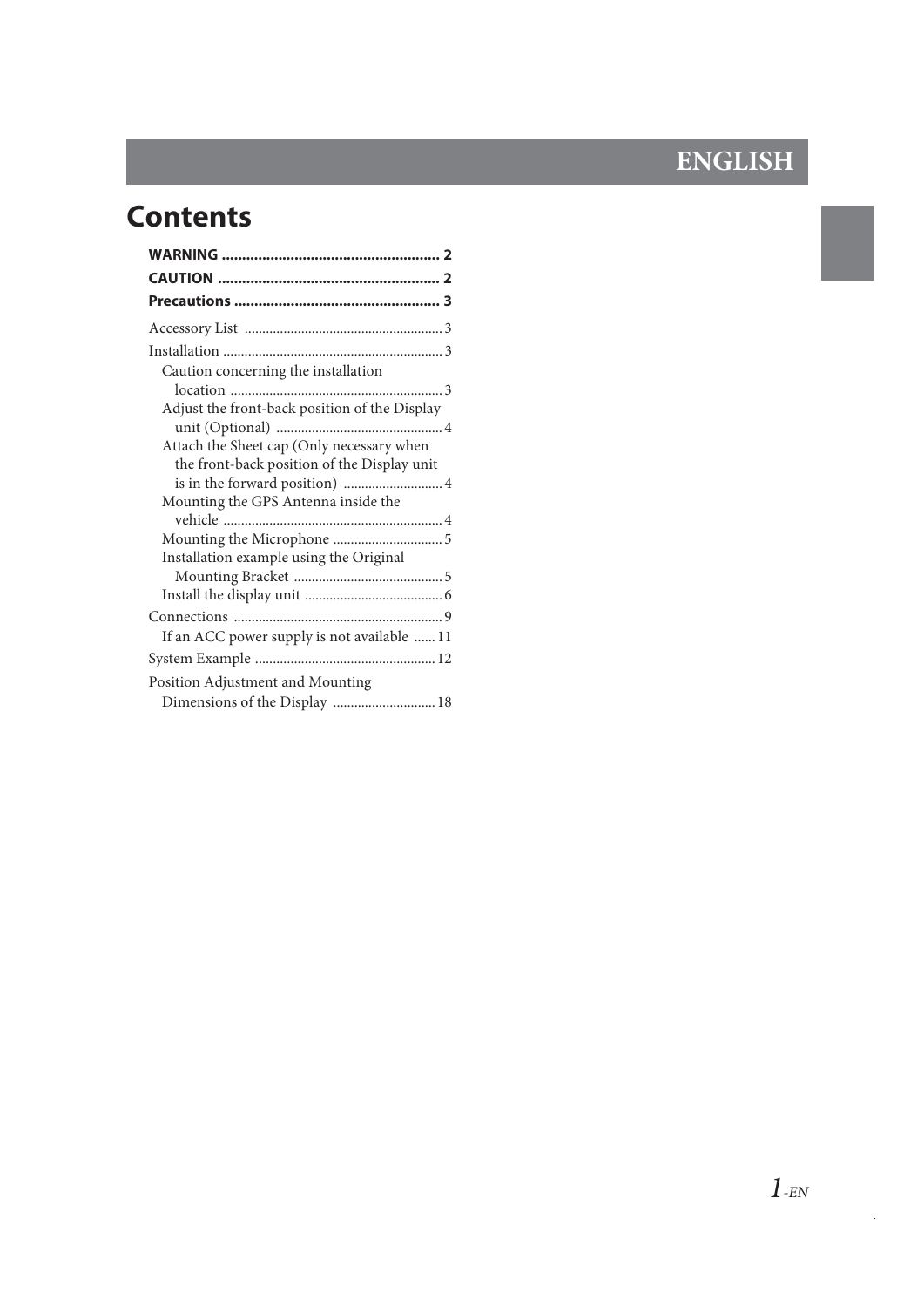## ENGLISH

# Contents

**WARNING** ..................................................... **2**

**CAUTION** ...................................................... **2**

**Precautions** .................................................. **3**

Accessory List ....................................................... 3

Installation ............................................................. 3

- Caution concerning the installation location ........................................................... 3
- Adjust the front-back position of the Display unit (Optional) .............................................. 4
- Attach the Sheet cap (Only necessary when the front-back position of the Display unit is in the forward position) ............................ 4
- Mounting the GPS Antenna inside the vehicle ............................................................. 4
- Mounting the Microphone ............................... 5
- Installation example using the Original Mounting Bracket .......................................... 5
- Install the display unit ...................................... 6

Connections .......................................................... 9

- If an ACC power supply is not available ...... 11

System Example .................................................. 12

Position Adjustment and Mounting Dimensions of the Display ............................ 18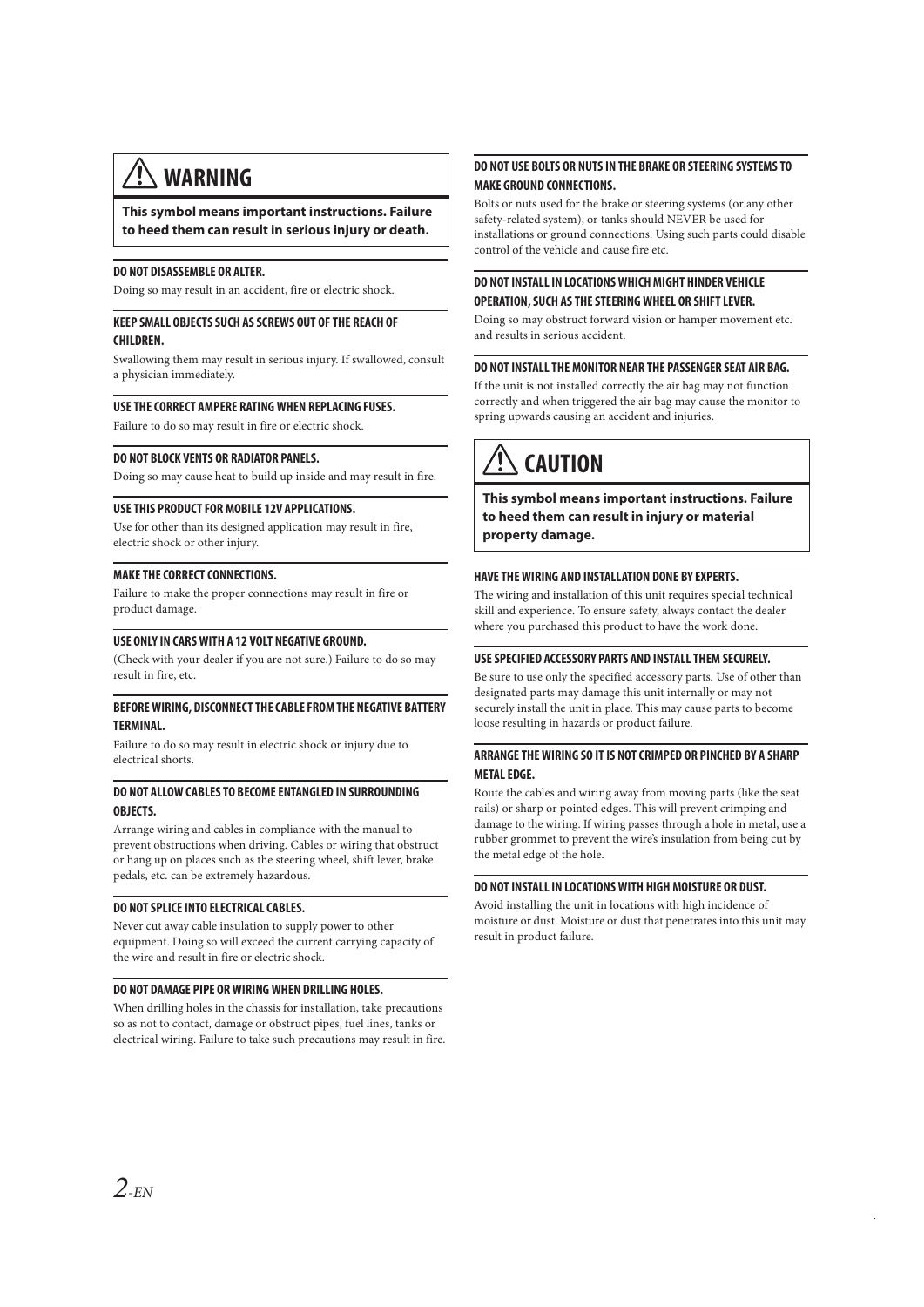## ⚠ WARNING

**This symbol means important instructions. Failure to heed them can result in serious injury or death.**

### DO NOT DISASSEMBLE OR ALTER.

Doing so may result in an accident, fire or electric shock.

### KEEP SMALL OBJECTS SUCH AS SCREWS OUT OF THE REACH OF CHILDREN.

Swallowing them may result in serious injury. If swallowed, consult a physician immediately.

### USE THE CORRECT AMPERE RATING WHEN REPLACING FUSES.

Failure to do so may result in fire or electric shock.

### DO NOT BLOCK VENTS OR RADIATOR PANELS.

Doing so may cause heat to build up inside and may result in fire.

### USE THIS PRODUCT FOR MOBILE 12V APPLICATIONS.

Use for other than its designed application may result in fire, electric shock or other injury.

### MAKE THE CORRECT CONNECTIONS.

Failure to make the proper connections may result in fire or product damage.

### USE ONLY IN CARS WITH A 12 VOLT NEGATIVE GROUND.

(Check with your dealer if you are not sure.) Failure to do so may result in fire, etc.

### BEFORE WIRING, DISCONNECT THE CABLE FROM THE NEGATIVE BATTERY TERMINAL.

Failure to do so may result in electric shock or injury due to electrical shorts.

### DO NOT ALLOW CABLES TO BECOME ENTANGLED IN SURROUNDING OBJECTS.

Arrange wiring and cables in compliance with the manual to prevent obstructions when driving. Cables or wiring that obstruct or hang up on places such as the steering wheel, shift lever, brake pedals, etc. can be extremely hazardous.

### DO NOT SPLICE INTO ELECTRICAL CABLES.

Never cut away cable insulation to supply power to other equipment. Doing so will exceed the current carrying capacity of the wire and result in fire or electric shock.

### DO NOT DAMAGE PIPE OR WIRING WHEN DRILLING HOLES.

When drilling holes in the chassis for installation, take precautions so as not to contact, damage or obstruct pipes, fuel lines, tanks or electrical wiring. Failure to take such precautions may result in fire.

### DO NOT USE BOLTS OR NUTS IN THE BRAKE OR STEERING SYSTEMS TO MAKE GROUND CONNECTIONS.

Bolts or nuts used for the brake or steering systems (or any other safety-related system), or tanks should NEVER be used for installations or ground connections. Using such parts could disable control of the vehicle and cause fire etc.

### DO NOT INSTALL IN LOCATIONS WHICH MIGHT HINDER VEHICLE OPERATION, SUCH AS THE STEERING WHEEL OR SHIFT LEVER.

Doing so may obstruct forward vision or hamper movement etc. and results in serious accident.

### DO NOT INSTALL THE MONITOR NEAR THE PASSENGER SEAT AIR BAG.

If the unit is not installed correctly the air bag may not function correctly and when triggered the air bag may cause the monitor to spring upwards causing an accident and injuries.

## ⚠ CAUTION

**This symbol means important instructions. Failure to heed them can result in injury or material property damage.**

### HAVE THE WIRING AND INSTALLATION DONE BY EXPERTS.

The wiring and installation of this unit requires special technical skill and experience. To ensure safety, always contact the dealer where you purchased this product to have the work done.

### USE SPECIFIED ACCESSORY PARTS AND INSTALL THEM SECURELY.

Be sure to use only the specified accessory parts. Use of other than designated parts may damage this unit internally or may not securely install the unit in place. This may cause parts to become loose resulting in hazards or product failure.

### ARRANGE THE WIRING SO IT IS NOT CRIMPED OR PINCHED BY A SHARP METAL EDGE.

Route the cables and wiring away from moving parts (like the seat rails) or sharp or pointed edges. This will prevent crimping and damage to the wiring. If wiring passes through a hole in metal, use a rubber grommet to prevent the wire's insulation from being cut by the metal edge of the hole.

### DO NOT INSTALL IN LOCATIONS WITH HIGH MOISTURE OR DUST.

Avoid installing the unit in locations with high incidence of moisture or dust. Moisture or dust that penetrates into this unit may result in product failure.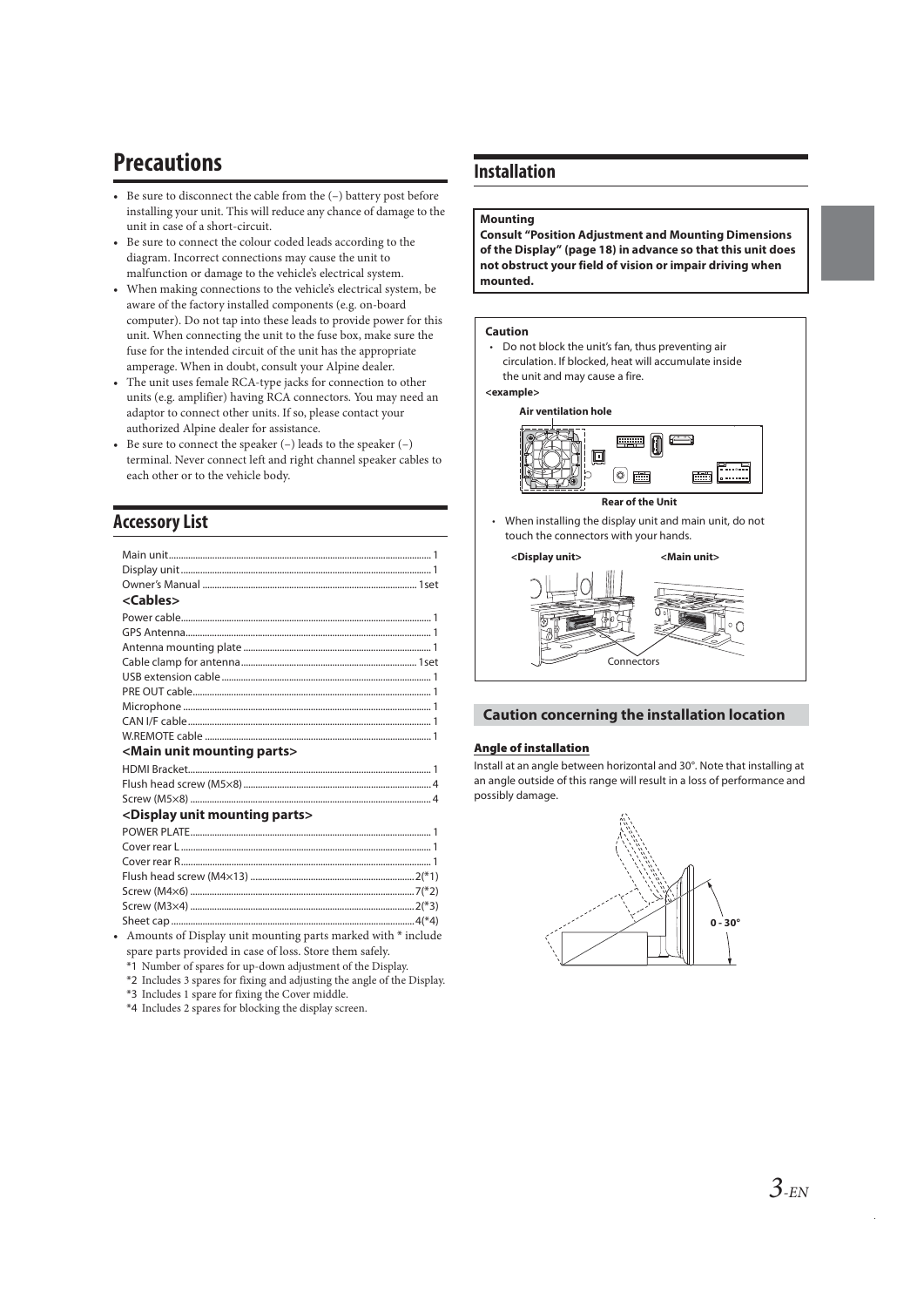# Precautions

- Be sure to disconnect the cable from the (–) battery post before installing your unit. This will reduce any chance of damage to the unit in case of a short-circuit.
- Be sure to connect the colour coded leads according to the diagram. Incorrect connections may cause the unit to malfunction or damage to the vehicle's electrical system.
- When making connections to the vehicle's electrical system, be aware of the factory installed components (e.g. on-board computer). Do not tap into these leads to provide power for this unit. When connecting the unit to the fuse box, make sure the fuse for the intended circuit of the unit has the appropriate amperage. When in doubt, consult your Alpine dealer.
- The unit uses female RCA-type jacks for connection to other units (e.g. amplifier) having RCA connectors. You may need an adaptor to connect other units. If so, please contact your authorized Alpine dealer for assistance.
- Be sure to connect the speaker (–) leads to the speaker (–) terminal. Never connect left and right channel speaker cables to each other or to the vehicle body.

# Accessory List

Main unit........................................................ 1
Display unit..................................................... 1
Owner's Manual ........................................ 1set

**<Cables>**

Power cable..................................................... 1
GPS Antenna................................................... 1
Antenna mounting plate ............................... 1
Cable clamp for antenna............................ 1set
USB extension cable ..................................... 1
PRE OUT cable............................................... 1
Microphone .................................................... 1
CAN I/F cable.................................................. 1
W.REMOTE cable .......................................... 1

**<Main unit mounting parts>**

HDMI Bracket.................................................. 1
Flush head screw (M5×8) ............................. 4
Screw (M5×8) ................................................. 4

**<Display unit mounting parts>**

POWER PLATE................................................ 1
Cover rear L ................................................... 1
Cover rear R.................................................... 1
Flush head screw (M4×13) ...................... 2(*1)
Screw (M4×6) ............................................ 7(*2)
Screw (M3×4) ............................................ 2(*3)
Sheet cap ................................................... 4(*4)

- Amounts of Display unit mounting parts marked with * include spare parts provided in case of loss. Store them safely.
  - *1 Number of spares for up-down adjustment of the Display.
  - *2 Includes 3 spares for fixing and adjusting the angle of the Display.
  - *3 Includes 1 spare for fixing the Cover middle.
  - *4 Includes 2 spares for blocking the display screen.

# Installation

**Mounting**
**Consult "Position Adjustment and Mounting Dimensions of the Display" (page 18) in advance so that this unit does not obstruct your field of vision or impair driving when mounted.**

**Caution**

- Do not block the unit's fan, thus preventing air circulation. If blocked, heat will accumulate inside the unit and may cause a fire.

**<example>**

Air ventilation hole

Rear of the Unit

- When installing the display unit and main unit, do not touch the connectors with your hands.

<Display unit> <Main unit>

Connectors

## Caution concerning the installation location

**Angle of installation**

Install at an angle between horizontal and 30°. Note that installing at an angle outside of this range will result in a loss of performance and possibly damage.

0 - 30°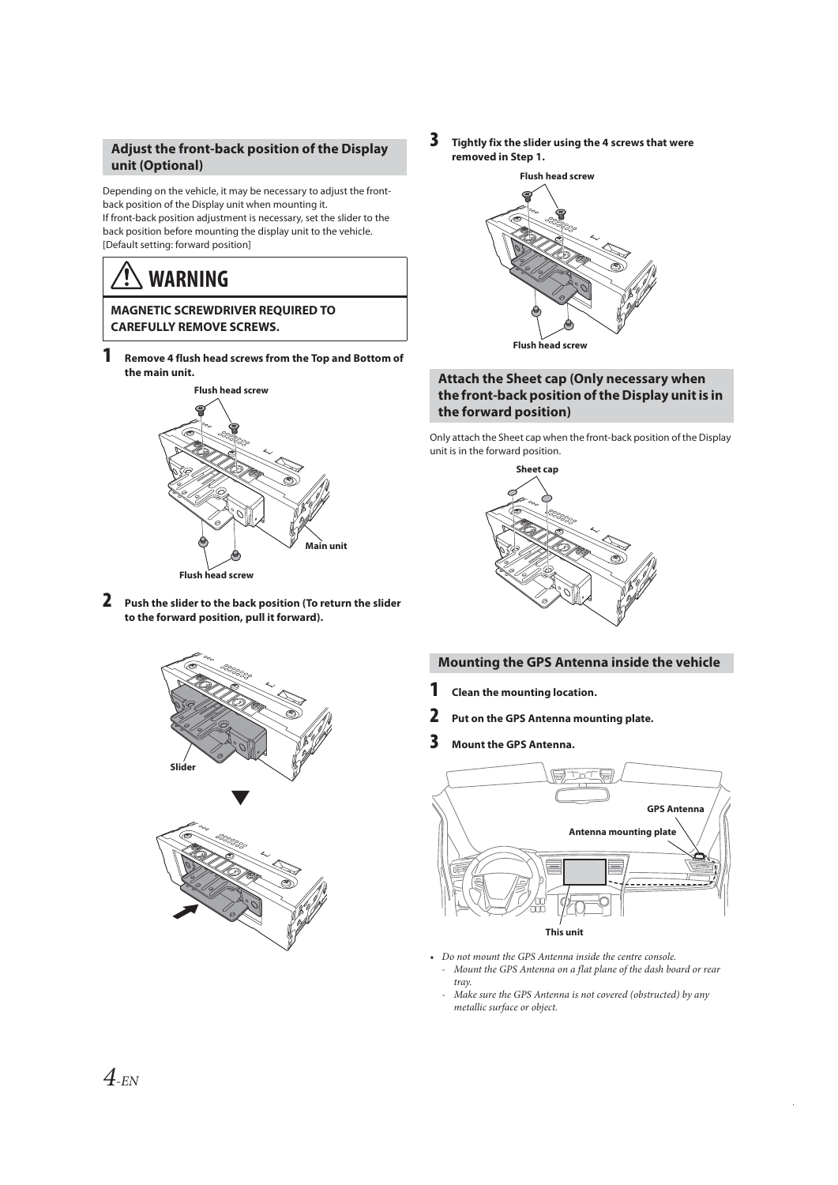## Adjust the front-back position of the Display unit (Optional)

Depending on the vehicle, it may be necessary to adjust the front-back position of the Display unit when mounting it.
If front-back position adjustment is necessary, set the slider to the back position before mounting the display unit to the vehicle.
[Default setting: forward position]

### ⚠ WARNING

**MAGNETIC SCREWDRIVER REQUIRED TO CAREFULLY REMOVE SCREWS.**

**1 Remove 4 flush head screws from the Top and Bottom of the main unit.**

Flush head screw

Main unit

Flush head screw

**2 Push the slider to the back position (To return the slider to the forward position, pull it forward).**

Slider

**3 Tightly fix the slider using the 4 screws that were removed in Step 1.**

Flush head screw

Flush head screw

## Attach the Sheet cap (Only necessary when the front-back position of the Display unit is in the forward position)

Only attach the Sheet cap when the front-back position of the Display unit is in the forward position.

Sheet cap

## Mounting the GPS Antenna inside the vehicle

**1 Clean the mounting location.**

**2 Put on the GPS Antenna mounting plate.**

**3 Mount the GPS Antenna.**

GPS Antenna

Antenna mounting plate

This unit

- *Do not mount the GPS Antenna inside the centre console.*
  - *Mount the GPS Antenna on a flat plane of the dash board or rear tray.*
  - *Make sure the GPS Antenna is not covered (obstructed) by any metallic surface or object.*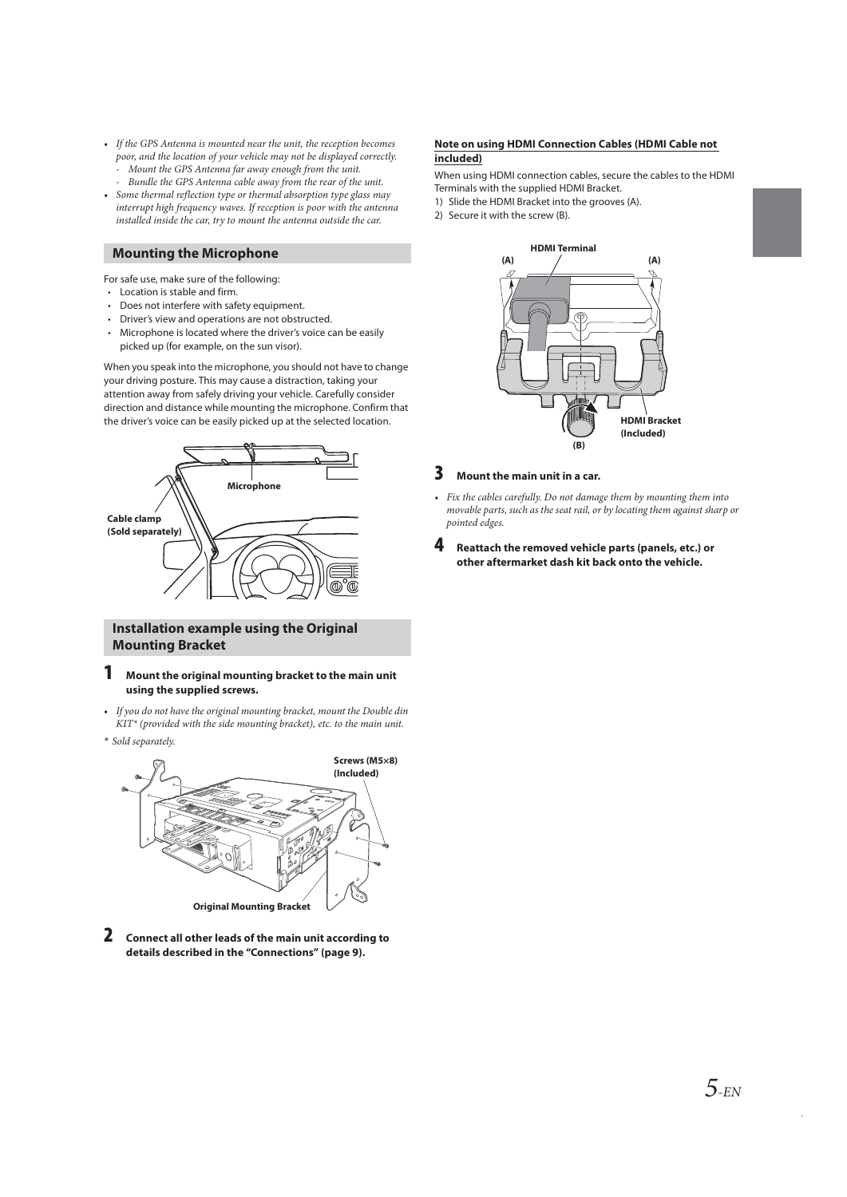- *If the GPS Antenna is mounted near the unit, the reception becomes poor, and the location of your vehicle may not be displayed correctly.*
  - *Mount the GPS Antenna far away enough from the unit.*
  - *Bundle the GPS Antenna cable away from the rear of the unit.*
- *Some thermal reflection type or thermal absorption type glass may interrupt high frequency waves. If reception is poor with the antenna installed inside the car, try to mount the antenna outside the car.*

## Mounting the Microphone

For safe use, make sure of the following:

- Location is stable and firm.
- Does not interfere with safety equipment.
- Driver's view and operations are not obstructed.
- Microphone is located where the driver's voice can be easily picked up (for example, on the sun visor).

When you speak into the microphone, you should not have to change your driving posture. This may cause a distraction, taking your attention away from safely driving your vehicle. Carefully consider direction and distance while mounting the microphone. Confirm that the driver's voice can be easily picked up at the selected location.

Microphone

Cable clamp (Sold separately)

## Installation example using the Original Mounting Bracket

**1 Mount the original mounting bracket to the main unit using the supplied screws.**

- *If you do not have the original mounting bracket, mount the Double din KIT\* (provided with the side mounting bracket), etc. to the main unit.*

*\* Sold separately.*

Screws (M5×8) (Included)

Original Mounting Bracket

**2 Connect all other leads of the main unit according to details described in the "Connections" (page 9).**

**Note on using HDMI Connection Cables (HDMI Cable not included)**

When using HDMI connection cables, secure the cables to the HDMI Terminals with the supplied HDMI Bracket.

1) Slide the HDMI Bracket into the grooves (A).
2) Secure it with the screw (B).

HDMI Terminal

(A)

(A)

HDMI Bracket (Included)

(B)

**3 Mount the main unit in a car.**

- *Fix the cables carefully. Do not damage them by mounting them into movable parts, such as the seat rail, or by locating them against sharp or pointed edges.*

**4 Reattach the removed vehicle parts (panels, etc.) or other aftermarket dash kit back onto the vehicle.**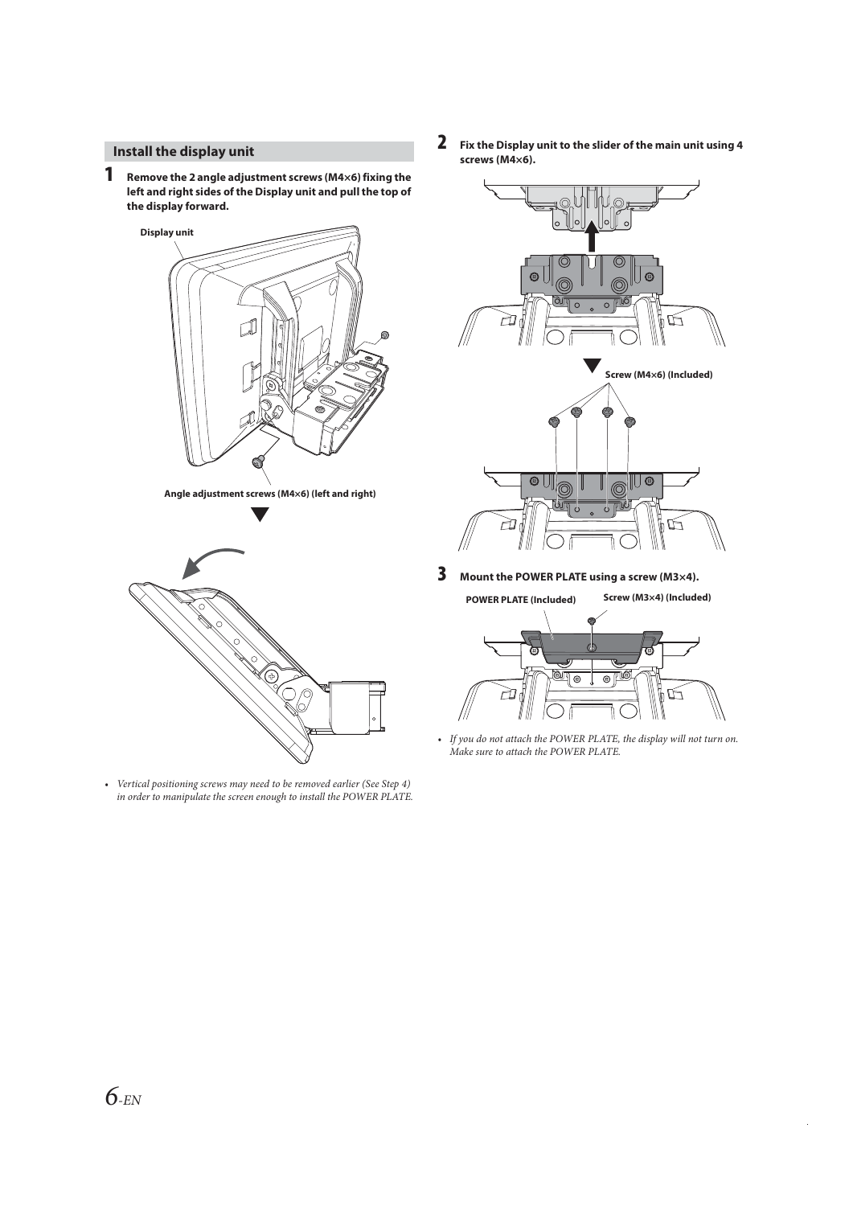## Install the display unit

**1** **Remove the 2 angle adjustment screws (M4×6) fixing the left and right sides of the Display unit and pull the top of the display forward.**

Display unit

Angle adjustment screws (M4×6) (left and right)

- *Vertical positioning screws may need to be removed earlier (See Step 4) in order to manipulate the screen enough to install the POWER PLATE.*

**2** **Fix the Display unit to the slider of the main unit using 4 screws (M4×6).**

Screw (M4×6) (Included)

**3** **Mount the POWER PLATE using a screw (M3×4).**

POWER PLATE (Included)

Screw (M3×4) (Included)

- *If you do not attach the POWER PLATE, the display will not turn on. Make sure to attach the POWER PLATE.*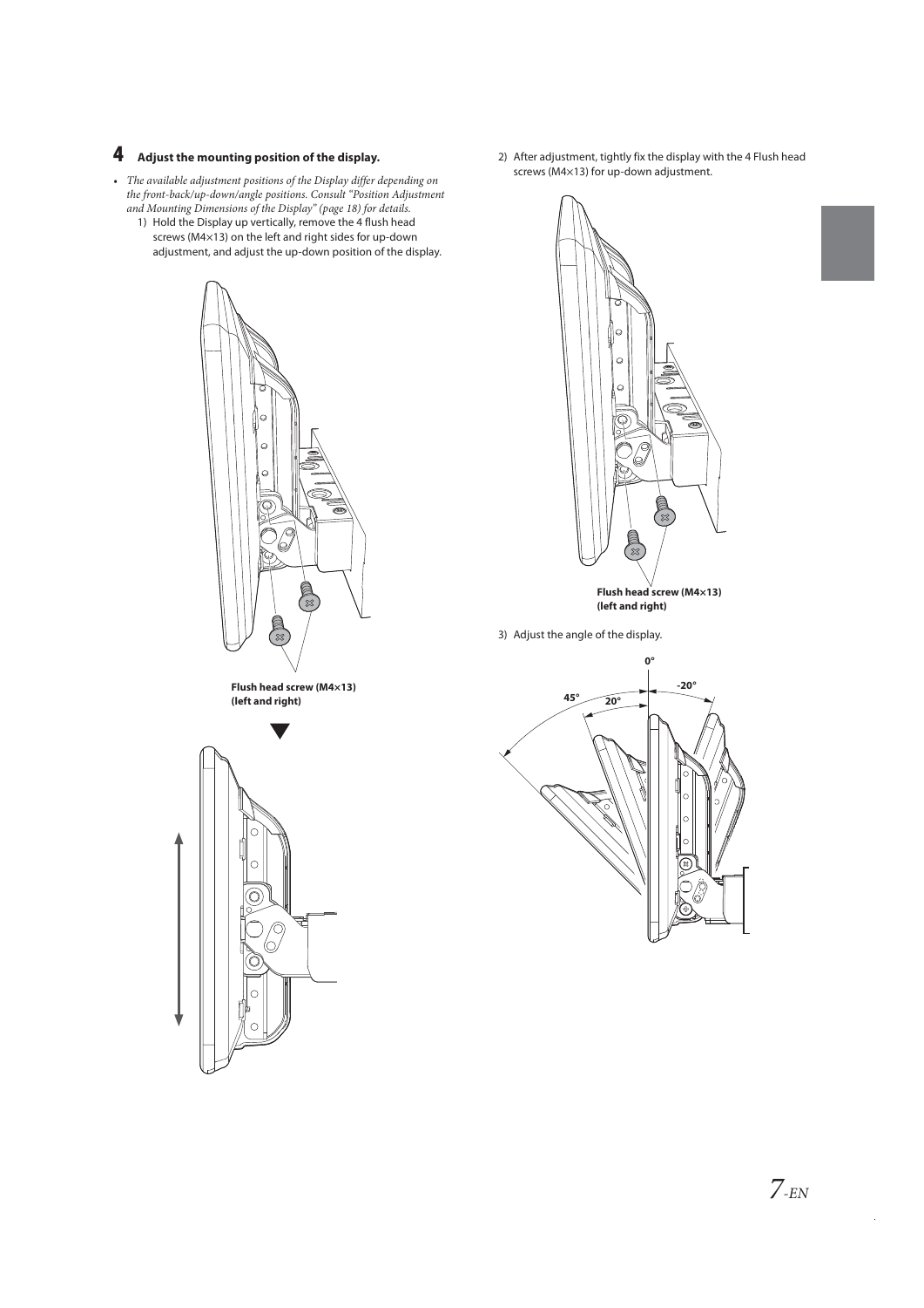## 4 Adjust the mounting position of the display.

- *The available adjustment positions of the Display differ depending on the front-back/up-down/angle positions. Consult "Position Adjustment and Mounting Dimensions of the Display" (page 18) for details.*

1) Hold the Display up vertically, remove the 4 flush head screws (M4×13) on the left and right sides for up-down adjustment, and adjust the up-down position of the display.

**Flush head screw (M4×13) (left and right)**

2) After adjustment, tightly fix the display with the 4 Flush head screws (M4×13) for up-down adjustment.

**Flush head screw (M4×13) (left and right)**

3) Adjust the angle of the display.

0°
-20°
45°
20°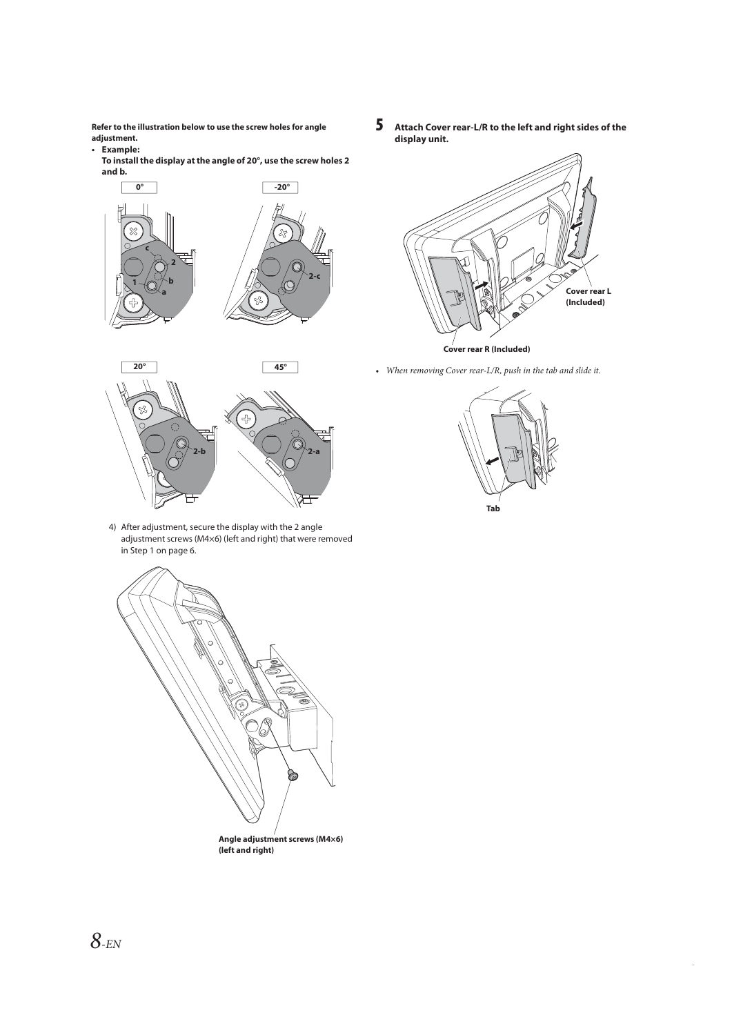**Refer to the illustration below to use the screw holes for angle adjustment.**

- **Example:**
  **To install the display at the angle of 20°, use the screw holes 2 and b.**

0°

-20°

20°

45°

4) After adjustment, secure the display with the 2 angle adjustment screws (M4×6) (left and right) that were removed in Step 1 on page 6.

Angle adjustment screws (M4×6) (left and right)

**5 Attach Cover rear-L/R to the left and right sides of the display unit.**

Cover rear L (Included)

Cover rear R (Included)

- *When removing Cover rear-L/R, push in the tab and slide it.*

Tab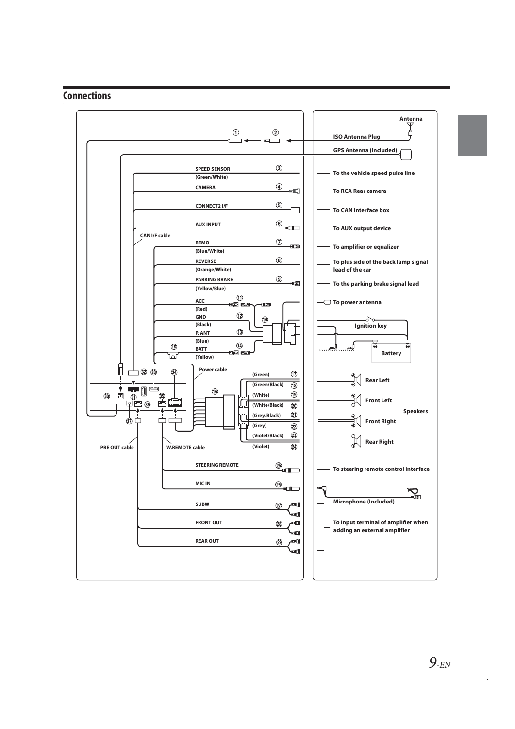## Connections

Antenna

ISO Antenna Plug

GPS Antenna (Included)

① ②

SPEED SENSOR (Green/White) ③ — To the vehicle speed pulse line

CAMERA ④ — To RCA Rear camera

CONNECT2 I/F ⑤ — To CAN Interface box

AUX INPUT ⑥ — To AUX output device

CAN I/F cable

REMO (Blue/White) ⑦ — To amplifier or equalizer

REVERSE (Orange/White) ⑧ — To plus side of the back lamp signal lead of the car

PARKING BRAKE (Yellow/Blue) ⑨ — To the parking brake signal lead

ACC (Red) ⑪ — To power antenna

GND (Black) ⑫

⑩

P. ANT (Blue) ⑬

Ignition key

BATT (Yellow) ⑭

⑮

Battery

Power cable

⑯

(Green) ⑰ — Rear Left

(Green/Black) ⑱

(White) ⑲ — Front Left

(White/Black) ⑳

(Grey/Black) ㉑ — Front Right

(Grey) ㉒

(Violet/Black) ㉓ — Rear Right

(Violet) ㉔

Speakers

㉚ ㉛ ㉜ ㉝ ㉞ ㉟ ㊱ ㊲

PRE OUT cable

W.REMOTE cable

STEERING REMOTE ㉕ — To steering remote control interface

MIC IN ㉖ — Microphone (Included)

SUBW ㉗

FRONT OUT ㉘

REAR OUT ㉙

To input terminal of amplifier when adding an external amplifier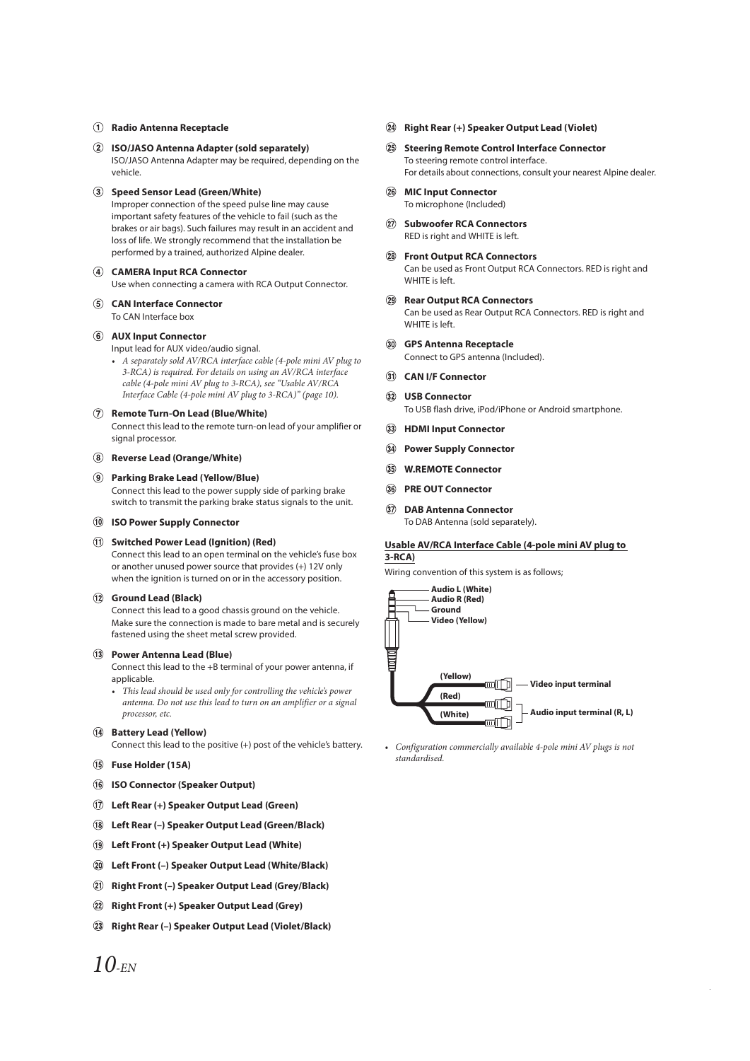① **Radio Antenna Receptacle**

② **ISO/JASO Antenna Adapter (sold separately)**
ISO/JASO Antenna Adapter may be required, depending on the vehicle.

③ **Speed Sensor Lead (Green/White)**
Improper connection of the speed pulse line may cause important safety features of the vehicle to fail (such as the brakes or air bags). Such failures may result in an accident and loss of life. We strongly recommend that the installation be performed by a trained, authorized Alpine dealer.

④ **CAMERA Input RCA Connector**
Use when connecting a camera with RCA Output Connector.

⑤ **CAN Interface Connector**
To CAN Interface box

⑥ **AUX Input Connector**
Input lead for AUX video/audio signal.
- *A separately sold AV/RCA interface cable (4-pole mini AV plug to 3-RCA) is required. For details on using an AV/RCA interface cable (4-pole mini AV plug to 3-RCA), see "Usable AV/RCA Interface Cable (4-pole mini AV plug to 3-RCA)" (page 10).*

⑦ **Remote Turn-On Lead (Blue/White)**
Connect this lead to the remote turn-on lead of your amplifier or signal processor.

⑧ **Reverse Lead (Orange/White)**

⑨ **Parking Brake Lead (Yellow/Blue)**
Connect this lead to the power supply side of parking brake switch to transmit the parking brake status signals to the unit.

⑩ **ISO Power Supply Connector**

⑪ **Switched Power Lead (Ignition) (Red)**
Connect this lead to an open terminal on the vehicle's fuse box or another unused power source that provides (+) 12V only when the ignition is turned on or in the accessory position.

⑫ **Ground Lead (Black)**
Connect this lead to a good chassis ground on the vehicle. Make sure the connection is made to bare metal and is securely fastened using the sheet metal screw provided.

⑬ **Power Antenna Lead (Blue)**
Connect this lead to the +B terminal of your power antenna, if applicable.
- *This lead should be used only for controlling the vehicle's power antenna. Do not use this lead to turn on an amplifier or a signal processor, etc.*

⑭ **Battery Lead (Yellow)**
Connect this lead to the positive (+) post of the vehicle's battery.

⑮ **Fuse Holder (15A)**

⑯ **ISO Connector (Speaker Output)**

⑰ **Left Rear (+) Speaker Output Lead (Green)**

⑱ **Left Rear (–) Speaker Output Lead (Green/Black)**

⑲ **Left Front (+) Speaker Output Lead (White)**

⑳ **Left Front (–) Speaker Output Lead (White/Black)**

㉑ **Right Front (–) Speaker Output Lead (Grey/Black)**

㉒ **Right Front (+) Speaker Output Lead (Grey)**

㉓ **Right Rear (–) Speaker Output Lead (Violet/Black)**

㉔ **Right Rear (+) Speaker Output Lead (Violet)**

㉕ **Steering Remote Control Interface Connector**
To steering remote control interface.
For details about connections, consult your nearest Alpine dealer.

㉖ **MIC Input Connector**
To microphone (Included)

㉗ **Subwoofer RCA Connectors**
RED is right and WHITE is left.

㉘ **Front Output RCA Connectors**
Can be used as Front Output RCA Connectors. RED is right and WHITE is left.

㉙ **Rear Output RCA Connectors**
Can be used as Rear Output RCA Connectors. RED is right and WHITE is left.

㉚ **GPS Antenna Receptacle**
Connect to GPS antenna (Included).

㉛ **CAN I/F Connector**

㉜ **USB Connector**
To USB flash drive, iPod/iPhone or Android smartphone.

㉝ **HDMI Input Connector**

㉞ **Power Supply Connector**

㉟ **W.REMOTE Connector**

㊱ **PRE OUT Connector**

㊲ **DAB Antenna Connector**
To DAB Antenna (sold separately).

**Usable AV/RCA Interface Cable (4-pole mini AV plug to 3-RCA)**

Wiring convention of this system is as follows;

Audio L (White)
Audio R (Red)
Ground
Video (Yellow)

(Yellow) — Video input terminal
(Red), (White) — Audio input terminal (R, L)

- *Configuration commercially available 4-pole mini AV plugs is not standardised.*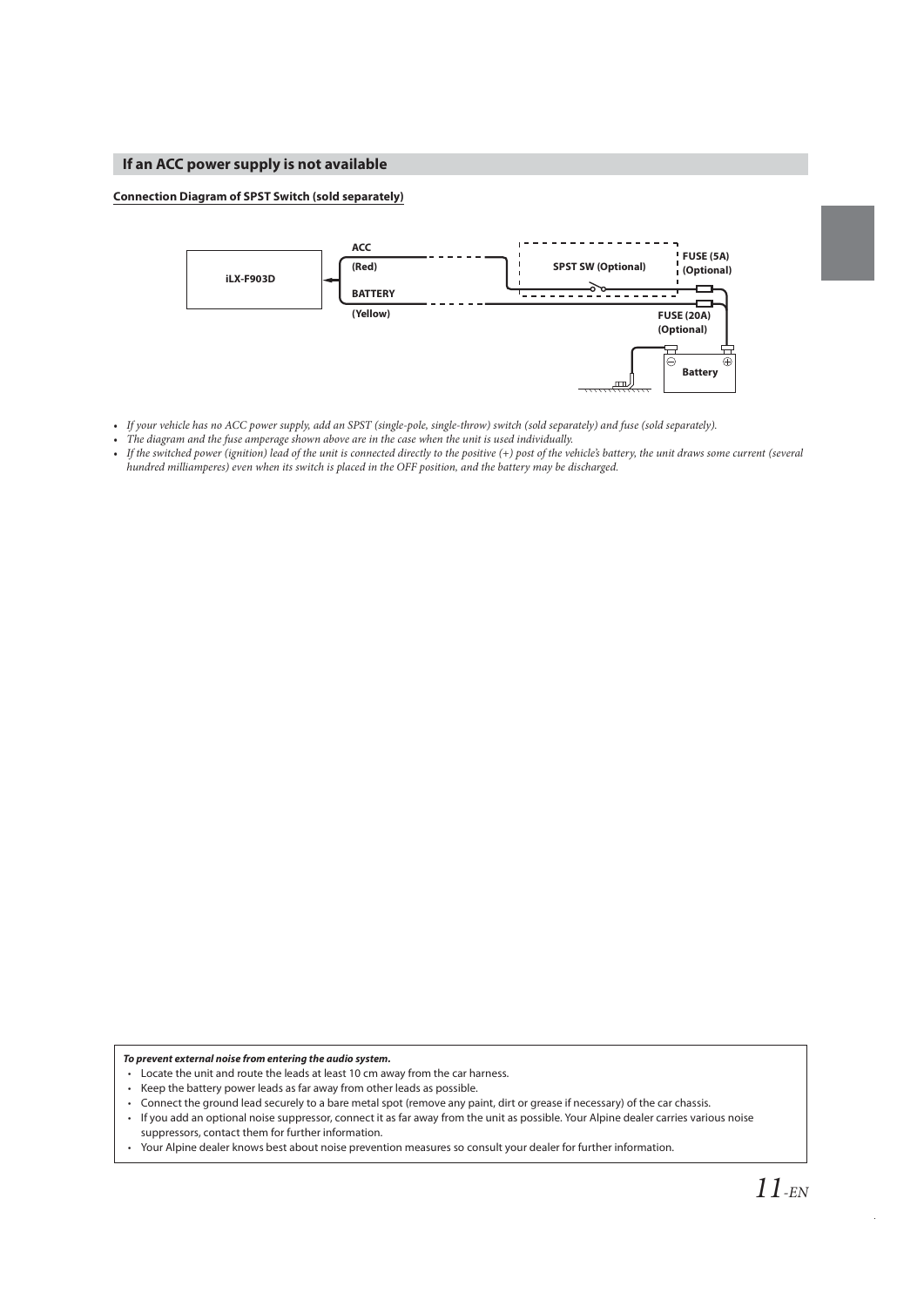## If an ACC power supply is not available

**Connection Diagram of SPST Switch (sold separately)**

ACC

(Red)

BATTERY

(Yellow)

iLX-F903D

SPST SW (Optional)

FUSE (5A)
(Optional)

FUSE (20A)
(Optional)

Battery

- *If your vehicle has no ACC power supply, add an SPST (single-pole, single-throw) switch (sold separately) and fuse (sold separately).*
- *The diagram and the fuse amperage shown above are in the case when the unit is used individually.*
- *If the switched power (ignition) lead of the unit is connected directly to the positive (+) post of the vehicle's battery, the unit draws some current (several hundred milliamperes) even when its switch is placed in the OFF position, and the battery may be discharged.*

***To prevent external noise from entering the audio system.***

- Locate the unit and route the leads at least 10 cm away from the car harness.
- Keep the battery power leads as far away from other leads as possible.
- Connect the ground lead securely to a bare metal spot (remove any paint, dirt or grease if necessary) of the car chassis.
- If you add an optional noise suppressor, connect it as far away from the unit as possible. Your Alpine dealer carries various noise suppressors, contact them for further information.
- Your Alpine dealer knows best about noise prevention measures so consult your dealer for further information.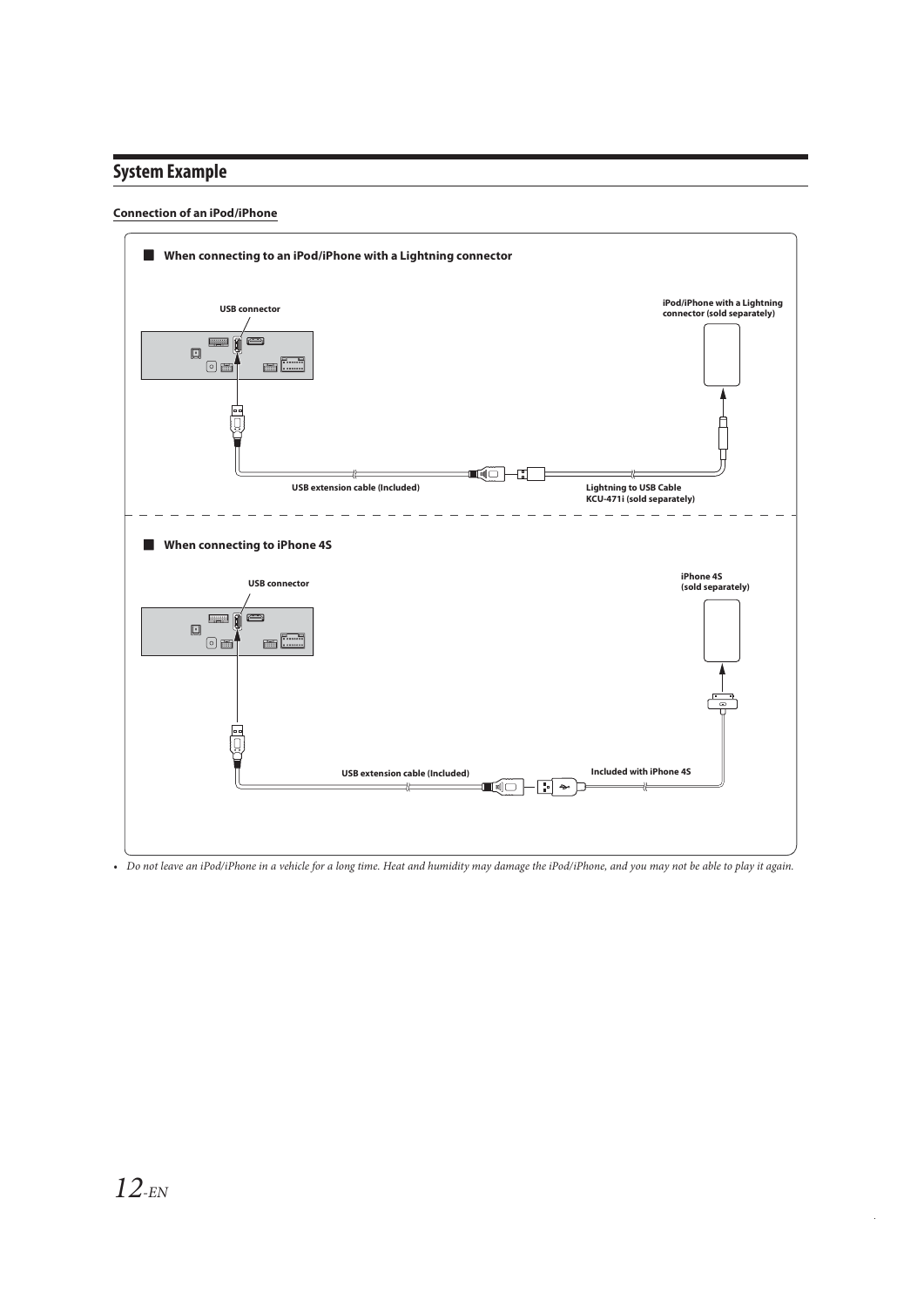## System Example

### Connection of an iPod/iPhone

**■ When connecting to an iPod/iPhone with a Lightning connector**

USB connector

iPod/iPhone with a Lightning connector (sold separately)

USB extension cable (Included)

Lightning to USB Cable KCU-471i (sold separately)

**■ When connecting to iPhone 4S**

USB connector

iPhone 4S (sold separately)

USB extension cable (Included)

Included with iPhone 4S

- *Do not leave an iPod/iPhone in a vehicle for a long time. Heat and humidity may damage the iPod/iPhone, and you may not be able to play it again.*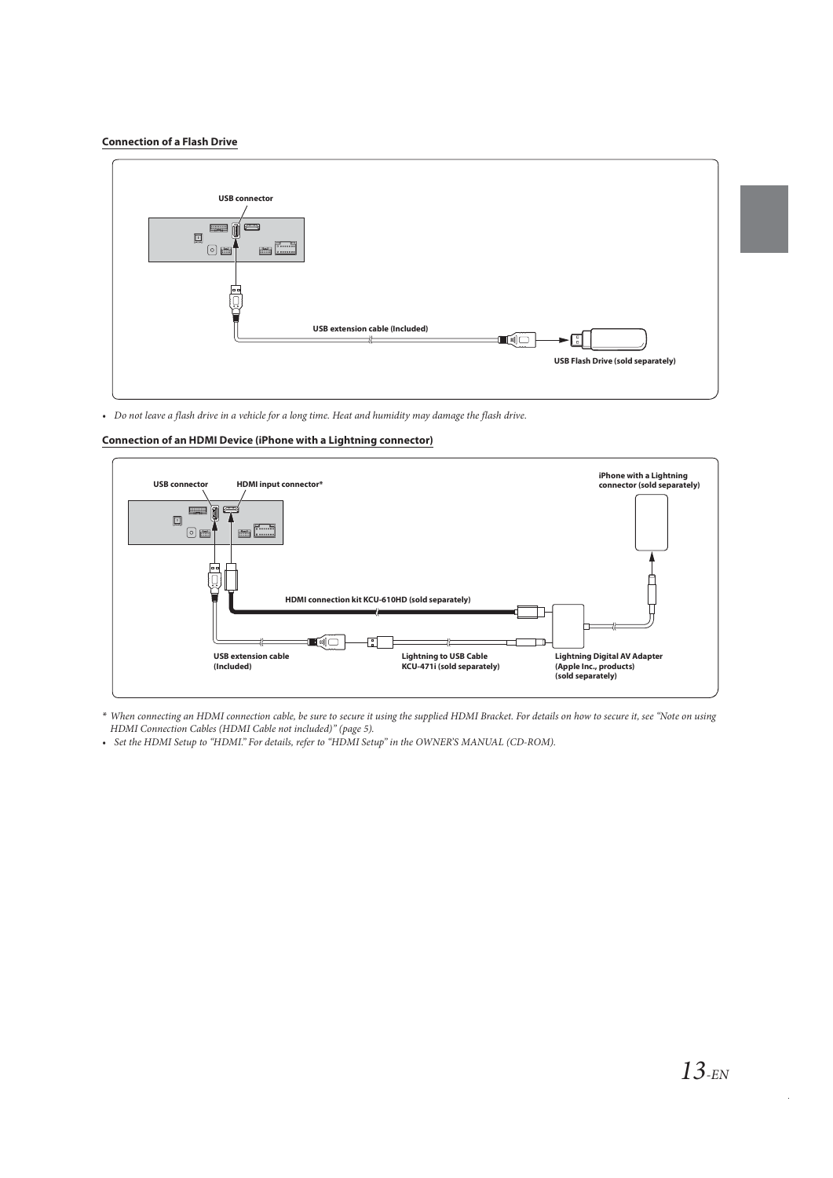### Connection of a Flash Drive

USB connector

USB extension cable (Included)

USB Flash Drive (sold separately)

- *Do not leave a flash drive in a vehicle for a long time. Heat and humidity may damage the flash drive.*

### Connection of an HDMI Device (iPhone with a Lightning connector)

USB connector

HDMI input connector*

iPhone with a Lightning connector (sold separately)

HDMI connection kit KCU-610HD (sold separately)

USB extension cable (Included)

Lightning to USB Cable KCU-471i (sold separately)

Lightning Digital AV Adapter (Apple Inc., products) (sold separately)

\* *When connecting an HDMI connection cable, be sure to secure it using the supplied HDMI Bracket. For details on how to secure it, see "Note on using HDMI Connection Cables (HDMI Cable not included)" (page 5).*

- *Set the HDMI Setup to "HDMI." For details, refer to "HDMI Setup" in the OWNER'S MANUAL (CD-ROM).*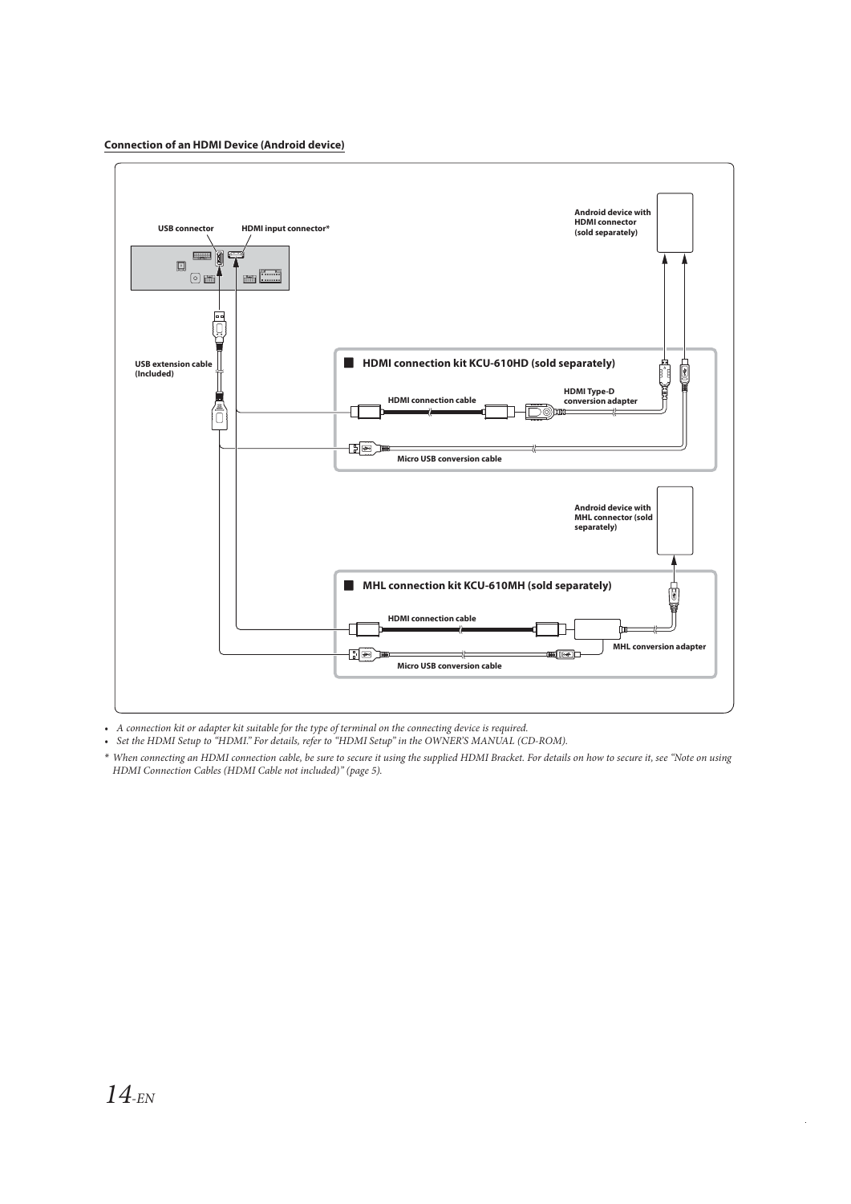**Connection of an HDMI Device (Android device)**

USB connector

HDMI input connector*

Android device with HDMI connector (sold separately)

USB extension cable (Included)

■ HDMI connection kit KCU-610HD (sold separately)

HDMI connection cable

HDMI Type-D conversion adapter

Micro USB conversion cable

Android device with MHL connector (sold separately)

■ MHL connection kit KCU-610MH (sold separately)

HDMI connection cable

MHL conversion adapter

Micro USB conversion cable

- *A connection kit or adapter kit suitable for the type of terminal on the connecting device is required.*
- *Set the HDMI Setup to "HDMI." For details, refer to "HDMI Setup" in the OWNER'S MANUAL (CD-ROM).*

\* *When connecting an HDMI connection cable, be sure to secure it using the supplied HDMI Bracket. For details on how to secure it, see "Note on using HDMI Connection Cables (HDMI Cable not included)" (page 5).*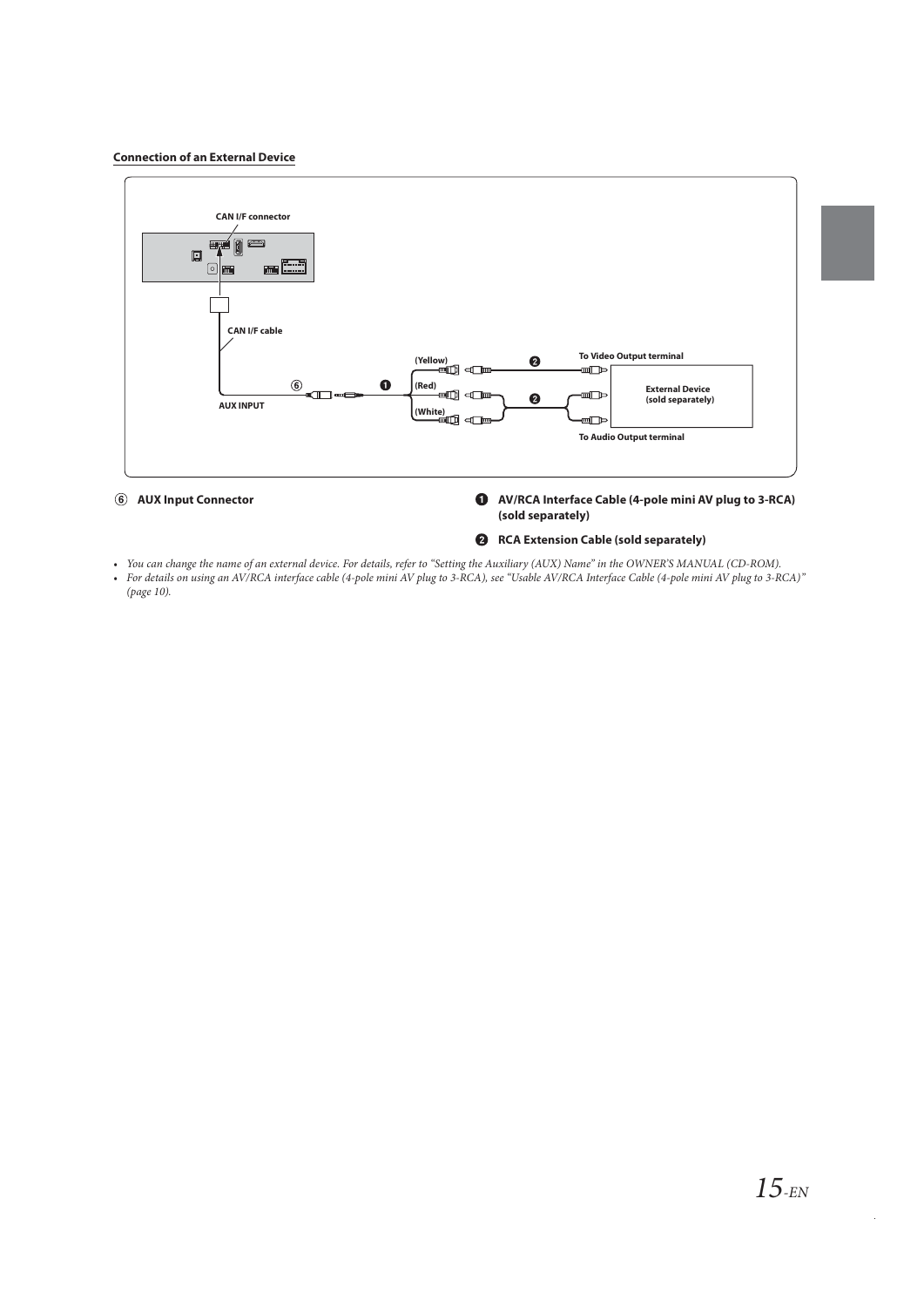#### Connection of an External Device

⑥ **AUX Input Connector**

❶ **AV/RCA Interface Cable (4-pole mini AV plug to 3-RCA) (sold separately)**

❷ **RCA Extension Cable (sold separately)**

- *You can change the name of an external device. For details, refer to "Setting the Auxiliary (AUX) Name" in the OWNER'S MANUAL (CD-ROM).*
- *For details on using an AV/RCA interface cable (4-pole mini AV plug to 3-RCA), see "Usable AV/RCA Interface Cable (4-pole mini AV plug to 3-RCA)" (page 10).*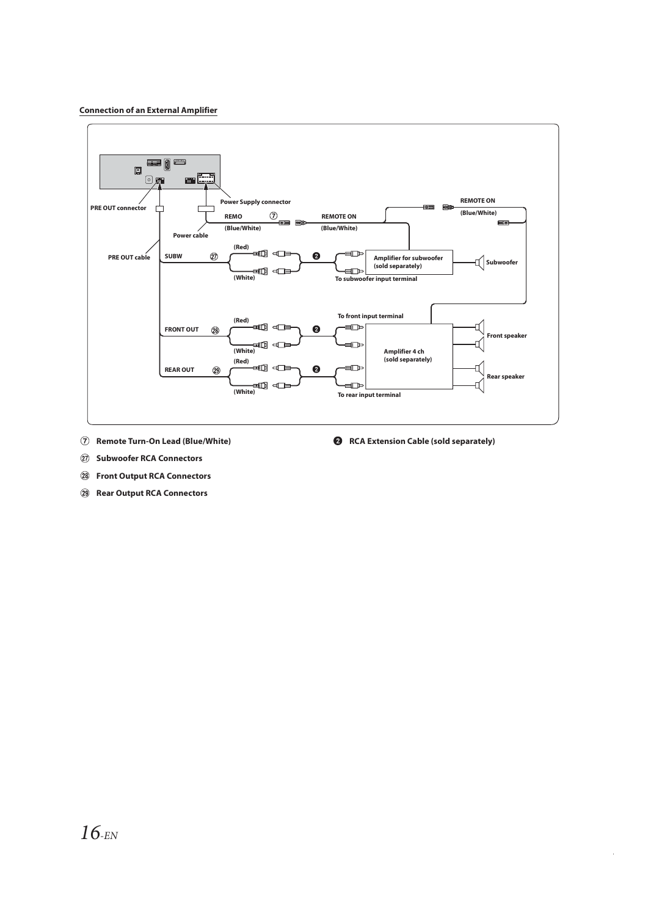**Connection of an External Amplifier**

PRE OUT connector

Power Supply connector

REMO ⑦ (Blue/White)

REMOTE ON (Blue/White)

REMOTE ON (Blue/White)

Power cable

PRE OUT cable

SUBW ㉗ (Red) (White) ❷

Amplifier for subwoofer (sold separately)

To subwoofer input terminal

Subwoofer

To front input terminal

FRONT OUT ㉘ (Red) (White) ❷

Amplifier 4 ch (sold separately)

Front speaker

REAR OUT ㉙ (Red) (White) ❷

Rear speaker

To rear input terminal

⑦ **Remote Turn-On Lead (Blue/White)**

㉗ **Subwoofer RCA Connectors**

㉘ **Front Output RCA Connectors**

㉙ **Rear Output RCA Connectors**

❷ **RCA Extension Cable (sold separately)**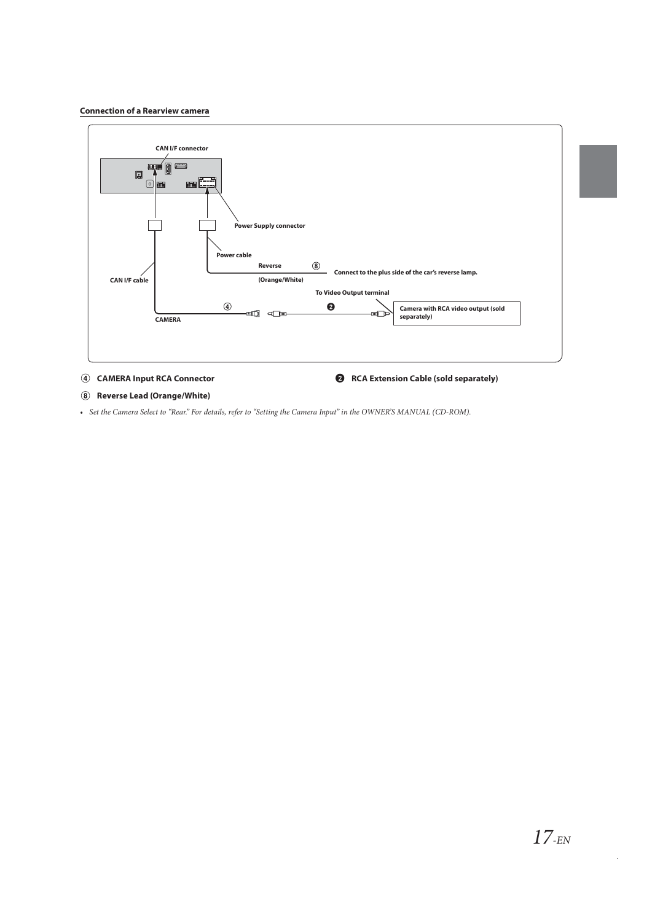### Connection of a Rearview camera

CAN I/F connector

Power Supply connector

Power cable

Reverse ⑧

(Orange/White)

Connect to the plus side of the car's reverse lamp.

CAN I/F cable

To Video Output terminal

④ ❷

Camera with RCA video output (sold separately)

CAMERA

**④ CAMERA Input RCA Connector**

**❷ RCA Extension Cable (sold separately)**

**⑧ Reverse Lead (Orange/White)**

- *Set the Camera Select to "Rear." For details, refer to "Setting the Camera Input" in the OWNER'S MANUAL (CD-ROM).*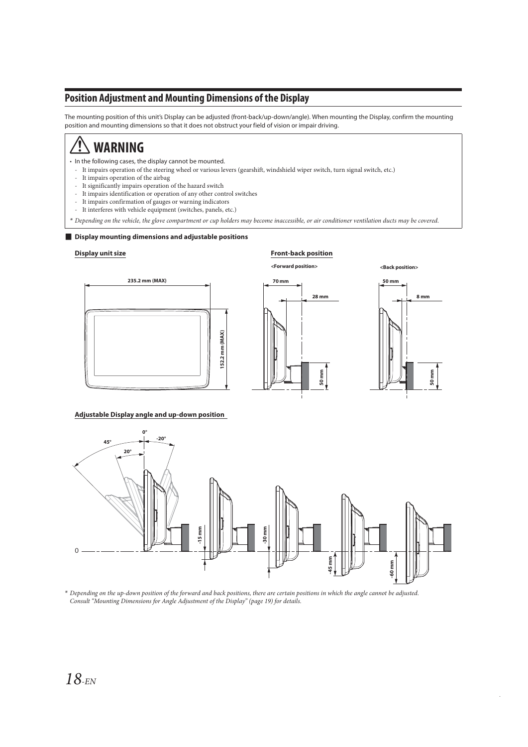## Position Adjustment and Mounting Dimensions of the Display

The mounting position of this unit's Display can be adjusted (front-back/up-down/angle). When mounting the Display, confirm the mounting position and mounting dimensions so that it does not obstruct your field of vision or impair driving.

### ⚠ WARNING

- In the following cases, the display cannot be mounted.
  - It impairs operation of the steering wheel or various levers (gearshift, windshield wiper switch, turn signal switch, etc.)
  - It impairs operation of the airbag
  - It significantly impairs operation of the hazard switch
  - It impairs identification or operation of any other control switches
  - It impairs confirmation of gauges or warning indicators
  - It interferes with vehicle equipment (switches, panels, etc.)

*\* Depending on the vehicle, the glove compartment or cup holders may become inaccessible, or air conditioner ventilation ducts may be covered.*

### Display mounting dimensions and adjustable positions

**Display unit size**

235.2 mm (MAX)

152.2 mm (MAX)

**Front-back position**

**<Forward position>**

70 mm

28 mm

50 mm

**<Back position>**

50 mm

8 mm

50 mm

**Adjustable Display angle and up-down position**

0°

45°

-20°

20°

0

-15 mm

-30 mm

-45 mm

-60 mm

*\* Depending on the up-down position of the forward and back positions, there are certain positions in which the angle cannot be adjusted. Consult "Mounting Dimensions for Angle Adjustment of the Display" (page 19) for details.*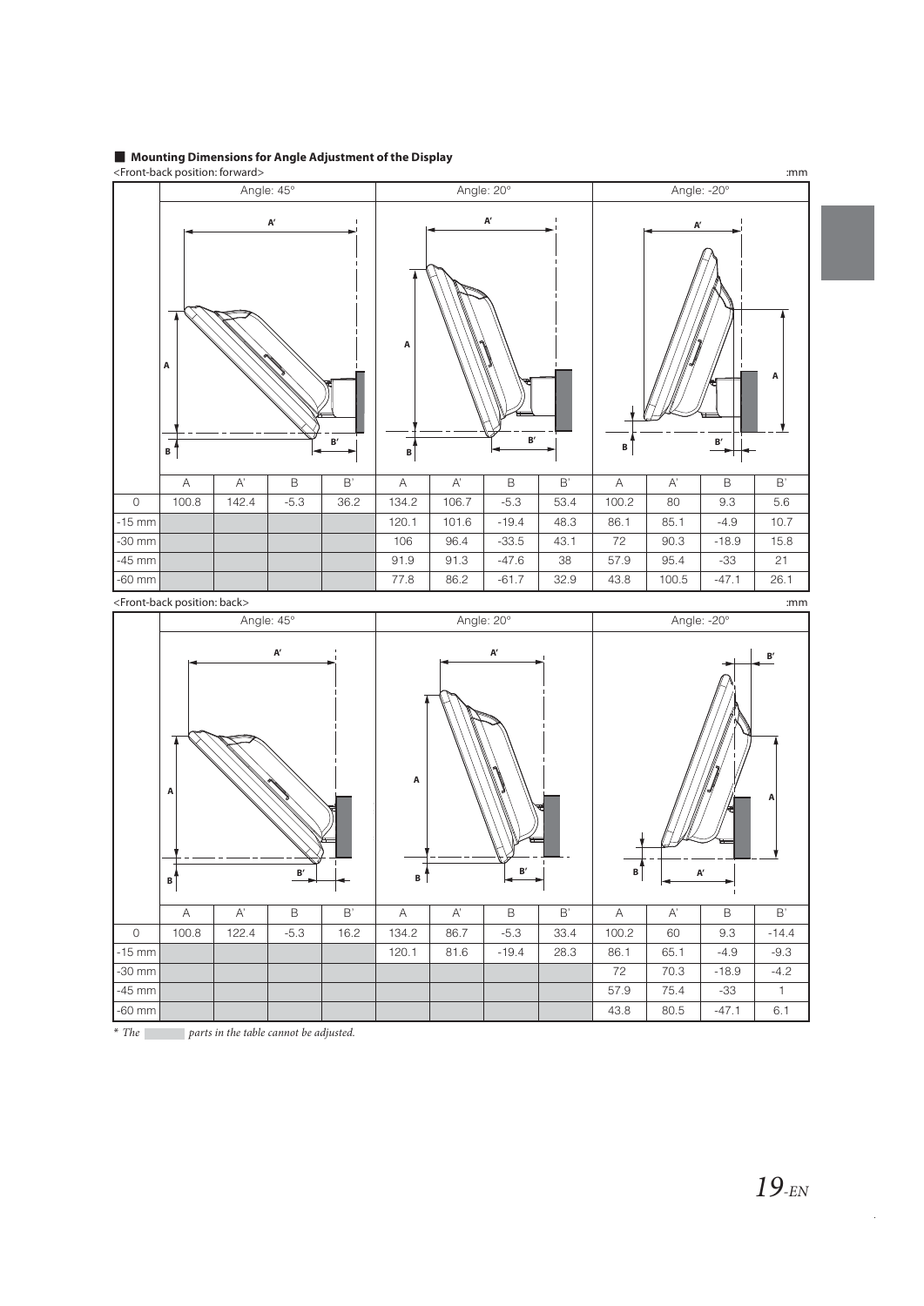## Mounting Dimensions for Angle Adjustment of the Display

<Front-back position: forward>

:mm

| | Angle: 45° | | | | Angle: 20° | | | | Angle: -20° | | | |
|---|---|---|---|---|---|---|---|---|---|---|---|---|
| | A | A' | B | B' | A | A' | B | B' | A | A' | B | B' |
| 0 | 100.8 | 142.4 | -5.3 | 36.2 | 134.2 | 106.7 | -5.3 | 53.4 | 100.2 | 80 | 9.3 | 5.6 |
| -15 mm | | | | | 120.1 | 101.6 | -19.4 | 48.3 | 86.1 | 85.1 | -4.9 | 10.7 |
| -30 mm | | | | | 106 | 96.4 | -33.5 | 43.1 | 72 | 90.3 | -18.9 | 15.8 |
| -45 mm | | | | | 91.9 | 91.3 | -47.6 | 38 | 57.9 | 95.4 | -33 | 21 |
| -60 mm | | | | | 77.8 | 86.2 | -61.7 | 32.9 | 43.8 | 100.5 | -47.1 | 26.1 |

<Front-back position: back>

:mm

| | Angle: 45° | | | | Angle: 20° | | | | Angle: -20° | | | |
|---|---|---|---|---|---|---|---|---|---|---|---|---|
| | A | A' | B | B' | A | A' | B | B' | A | A' | B | B' |
| 0 | 100.8 | 122.4 | -5.3 | 16.2 | 134.2 | 86.7 | -5.3 | 33.4 | 100.2 | 60 | 9.3 | -14.4 |
| -15 mm | | | | | 120.1 | 81.6 | -19.4 | 28.3 | 86.1 | 65.1 | -4.9 | -9.3 |
| -30 mm | | | | | | | | | 72 | 70.3 | -18.9 | -4.2 |
| -45 mm | | | | | | | | | 57.9 | 75.4 | -33 | 1 |
| -60 mm | | | | | | | | | 43.8 | 80.5 | -47.1 | 6.1 |

* *The* ▒▒▒ *parts in the table cannot be adjusted.*